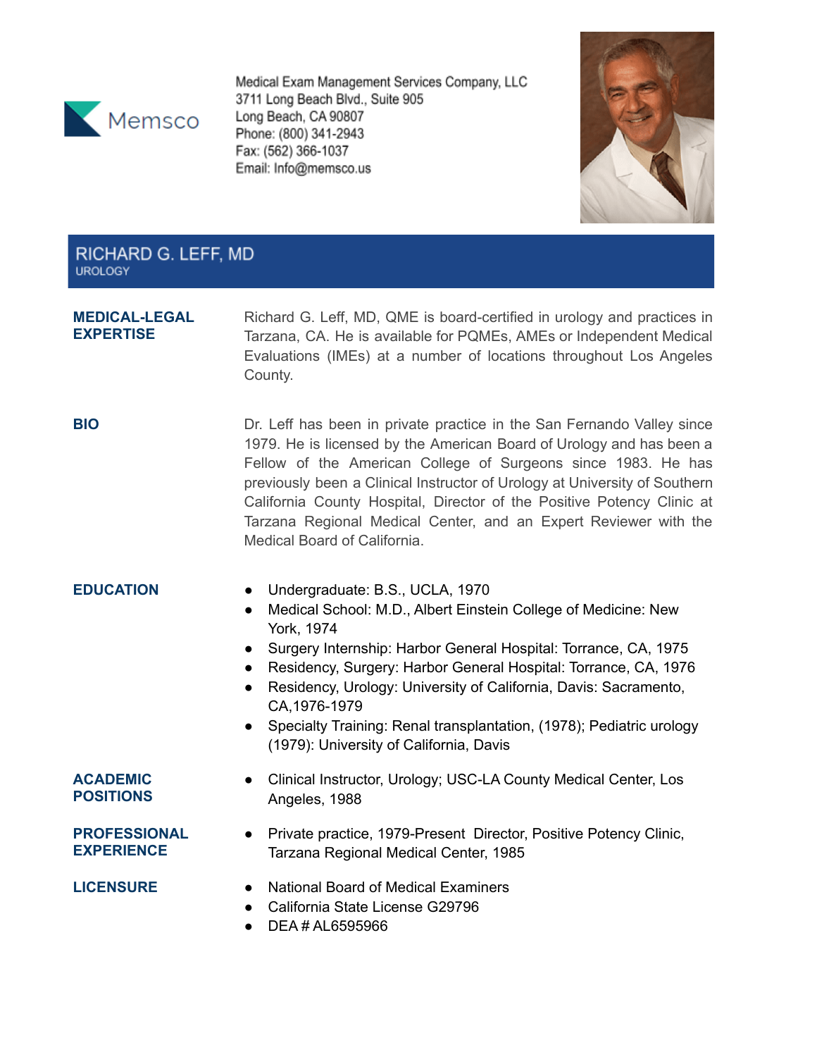Memsco

Medical Exam Management Services Company, LLC
3711 Long Beach Blvd., Suite 905
Long Beach, CA 90807
Phone: (800) 341-2943
Fax: (562) 366-1037
Email: Info@memsco.us

# RICHARD G. LEFF, MD
UROLOGY

**MEDICAL-LEGAL EXPERTISE**

Richard G. Leff, MD, QME is board-certified in urology and practices in Tarzana, CA. He is available for PQMEs, AMEs or Independent Medical Evaluations (IMEs) at a number of locations throughout Los Angeles County.

**BIO**

Dr. Leff has been in private practice in the San Fernando Valley since 1979. He is licensed by the American Board of Urology and has been a Fellow of the American College of Surgeons since 1983. He has previously been a Clinical Instructor of Urology at University of Southern California County Hospital, Director of the Positive Potency Clinic at Tarzana Regional Medical Center, and an Expert Reviewer with the Medical Board of California.

**EDUCATION**

- Undergraduate: B.S., UCLA, 1970
- Medical School: M.D., Albert Einstein College of Medicine: New York, 1974
- Surgery Internship: Harbor General Hospital: Torrance, CA, 1975
- Residency, Surgery: Harbor General Hospital: Torrance, CA, 1976
- Residency, Urology: University of California, Davis: Sacramento, CA,1976-1979
- Specialty Training: Renal transplantation, (1978); Pediatric urology (1979): University of California, Davis

**ACADEMIC POSITIONS**

- Clinical Instructor, Urology; USC-LA County Medical Center, Los Angeles, 1988

**PROFESSIONAL EXPERIENCE**

- Private practice, 1979-Present Director, Positive Potency Clinic, Tarzana Regional Medical Center, 1985

**LICENSURE**

- National Board of Medical Examiners
- California State License G29796
- DEA # AL6595966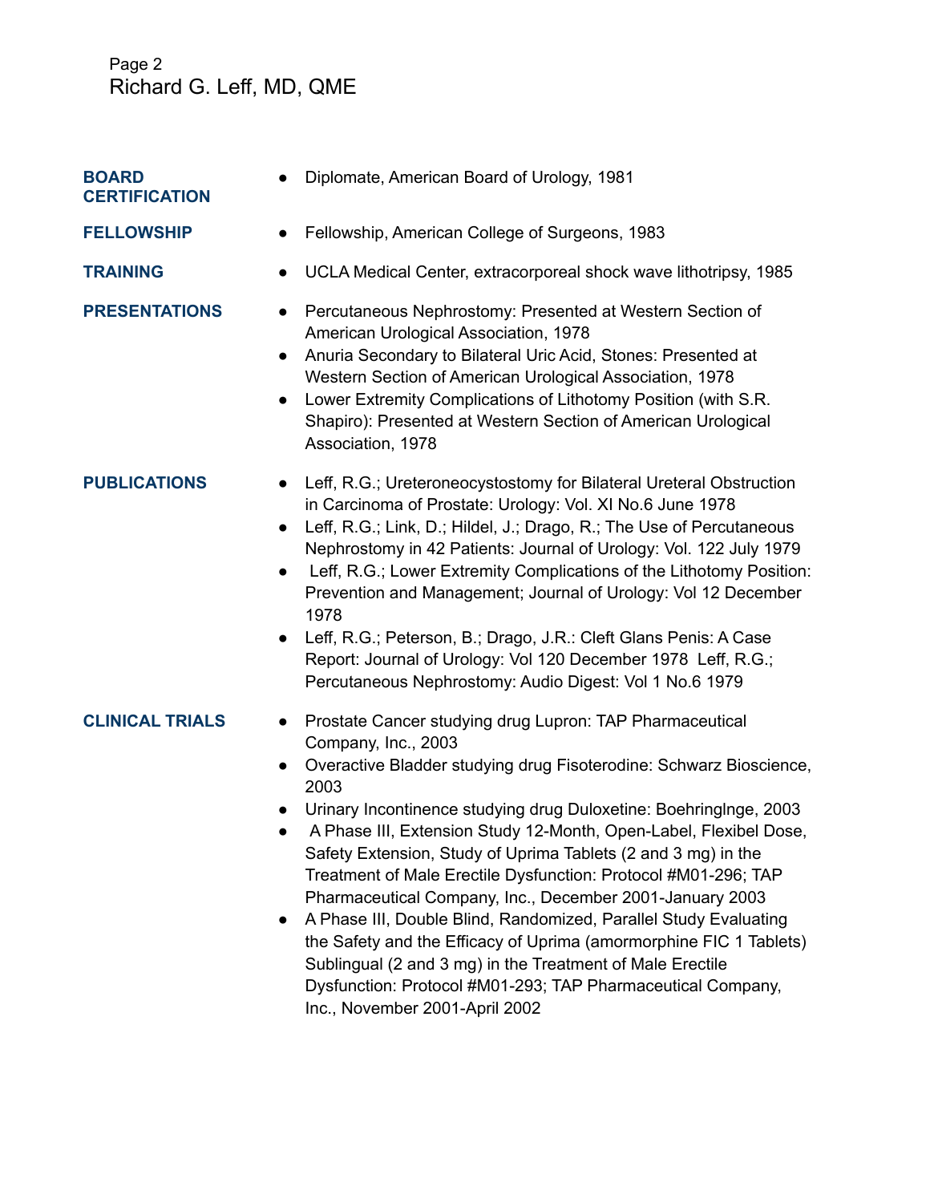## BOARD CERTIFICATION

- Diplomate, American Board of Urology, 1981

## FELLOWSHIP

- Fellowship, American College of Surgeons, 1983

## TRAINING

- UCLA Medical Center, extracorporeal shock wave lithotripsy, 1985

## PRESENTATIONS

- Percutaneous Nephrostomy: Presented at Western Section of American Urological Association, 1978
- Anuria Secondary to Bilateral Uric Acid, Stones: Presented at Western Section of American Urological Association, 1978
- Lower Extremity Complications of Lithotomy Position (with S.R. Shapiro): Presented at Western Section of American Urological Association, 1978

## PUBLICATIONS

- Leff, R.G.; Ureteroneocystostomy for Bilateral Ureteral Obstruction in Carcinoma of Prostate: Urology: Vol. XI No.6 June 1978
- Leff, R.G.; Link, D.; Hildel, J.; Drago, R.; The Use of Percutaneous Nephrostomy in 42 Patients: Journal of Urology: Vol. 122 July 1979
- Leff, R.G.; Lower Extremity Complications of the Lithotomy Position: Prevention and Management; Journal of Urology: Vol 12 December 1978
- Leff, R.G.; Peterson, B.; Drago, J.R.: Cleft Glans Penis: A Case Report: Journal of Urology: Vol 120 December 1978 Leff, R.G.; Percutaneous Nephrostomy: Audio Digest: Vol 1 No.6 1979

## CLINICAL TRIALS

- Prostate Cancer studying drug Lupron: TAP Pharmaceutical Company, Inc., 2003
- Overactive Bladder studying drug Fisoterodine: Schwarz Bioscience, 2003
- Urinary Incontinence studying drug Duloxetine: BoehringInge, 2003
- A Phase III, Extension Study 12-Month, Open-Label, Flexibel Dose, Safety Extension, Study of Uprima Tablets (2 and 3 mg) in the Treatment of Male Erectile Dysfunction: Protocol #M01-296; TAP Pharmaceutical Company, Inc., December 2001-January 2003
- A Phase III, Double Blind, Randomized, Parallel Study Evaluating the Safety and the Efficacy of Uprima (amormorphine FIC 1 Tablets) Sublingual (2 and 3 mg) in the Treatment of Male Erectile Dysfunction: Protocol #M01-293; TAP Pharmaceutical Company, Inc., November 2001-April 2002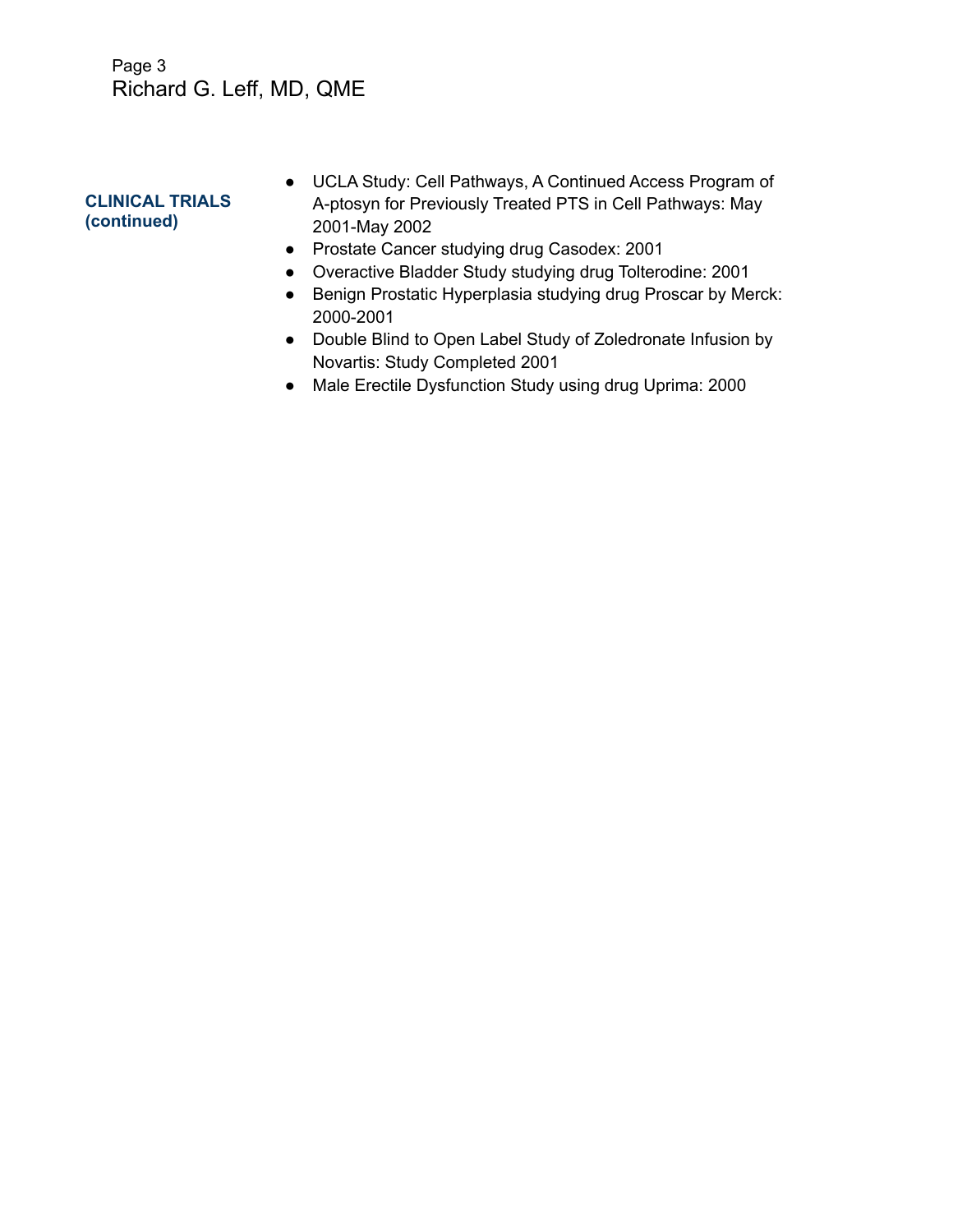## CLINICAL TRIALS (continued)

- UCLA Study: Cell Pathways, A Continued Access Program of A-ptosyn for Previously Treated PTS in Cell Pathways: May 2001-May 2002
- Prostate Cancer studying drug Casodex: 2001
- Overactive Bladder Study studying drug Tolterodine: 2001
- Benign Prostatic Hyperplasia studying drug Proscar by Merck: 2000-2001
- Double Blind to Open Label Study of Zoledronate Infusion by Novartis: Study Completed 2001
- Male Erectile Dysfunction Study using drug Uprima: 2000